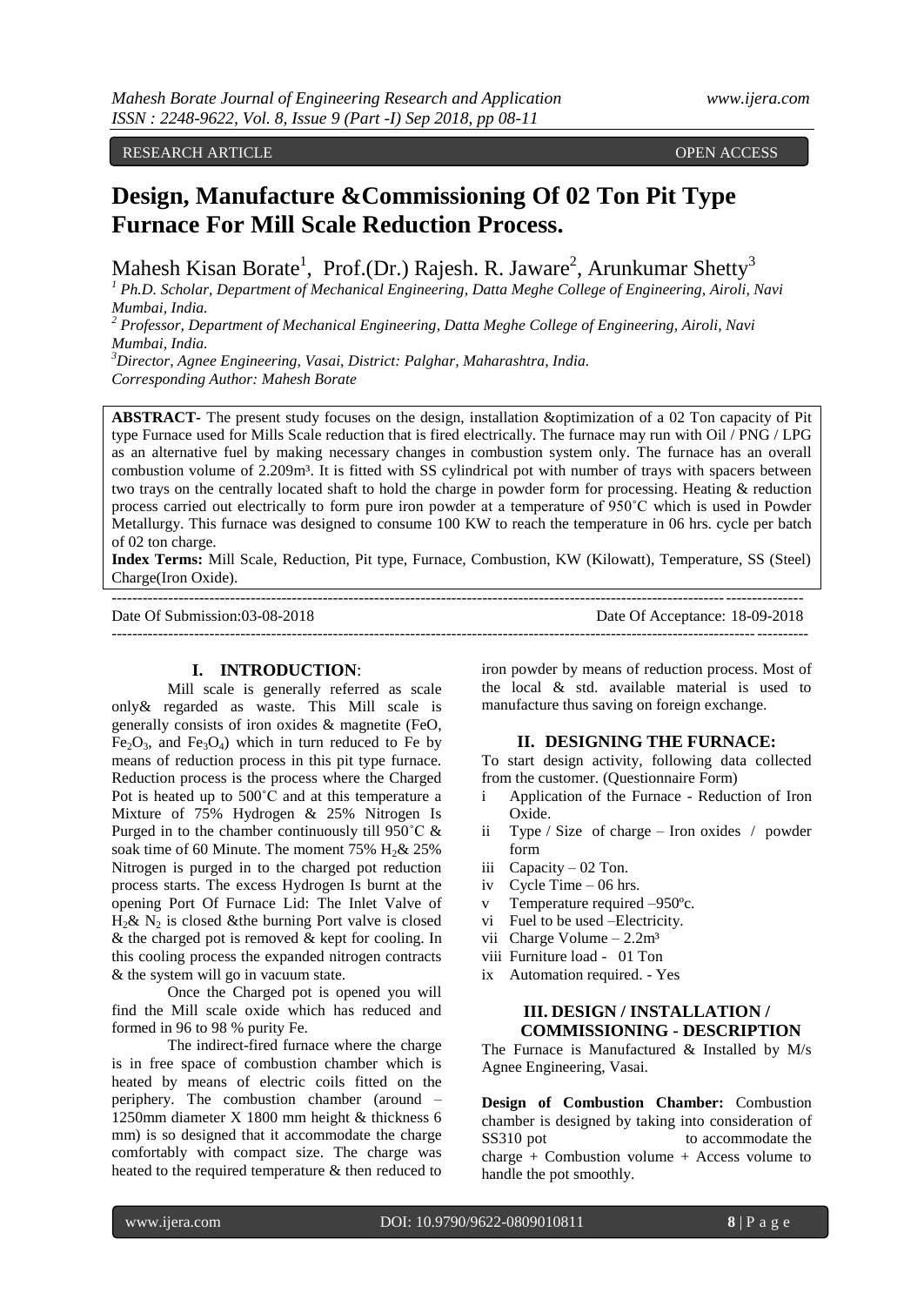RESEARCH ARTICLE OPEN ACCESS

# Design, Manufacture &Commissioning Of 02 Ton Pit Type Furnace For Mill Scale Reduction Process.

Mahesh Kisan Borate[1], Prof.(Dr.) Rajesh. R. Jaware[2], Arunkumar Shetty[3]

[1] Ph.D. Scholar, Department of Mechanical Engineering, Datta Meghe College of Engineering, Airoli, Navi Mumbai, India.
[2] Professor, Department of Mechanical Engineering, Datta Meghe College of Engineering, Airoli, Navi Mumbai, India.
[3] Director, Agnee Engineering, Vasai, District: Palghar, Maharashtra, India.
Corresponding Author: Mahesh Borate

**ABSTRACT-** The present study focuses on the design, installation &optimization of a 02 Ton capacity of Pit type Furnace used for Mills Scale reduction that is fired electrically. The furnace may run with Oil / PNG / LPG as an alternative fuel by making necessary changes in combustion system only. The furnace has an overall combustion volume of 2.209m³. It is fitted with SS cylindrical pot with number of trays with spacers between two trays on the centrally located shaft to hold the charge in powder form for processing. Heating & reduction process carried out electrically to form pure iron powder at a temperature of 950˚C which is used in Powder Metallurgy. This furnace was designed to consume 100 KW to reach the temperature in 06 hrs. cycle per batch of 02 ton charge.

**Index Terms:** Mill Scale, Reduction, Pit type, Furnace, Combustion, KW (Kilowatt), Temperature, SS (Steel) Charge(Iron Oxide).

---

Date Of Submission:03-08-2018 Date Of Acceptance: 18-09-2018

---

## I. INTRODUCTION:

Mill scale is generally referred as scale only& regarded as waste. This Mill scale is generally consists of iron oxides & magnetite (FeO, $Fe_2O_3$, and $Fe_3O_4$) which in turn reduced to Fe by means of reduction process in this pit type furnace. Reduction process is the process where the Charged Pot is heated up to 500˚C and at this temperature a Mixture of 75% Hydrogen & 25% Nitrogen Is Purged in to the chamber continuously till 950˚C & soak time of 60 Minute. The moment 75% $H_2$& 25% Nitrogen is purged in to the charged pot reduction process starts. The excess Hydrogen Is burnt at the opening Port Of Furnace Lid: The Inlet Valve of $H_2$& $N_2$ is closed &the burning Port valve is closed & the charged pot is removed & kept for cooling. In this cooling process the expanded nitrogen contracts & the system will go in vacuum state.

Once the Charged pot is opened you will find the Mill scale oxide which has reduced and formed in 96 to 98 % purity Fe.

The indirect-fired furnace where the charge is in free space of combustion chamber which is heated by means of electric coils fitted on the periphery. The combustion chamber (around – 1250mm diameter X 1800 mm height & thickness 6 mm) is so designed that it accommodate the charge comfortably with compact size. The charge was heated to the required temperature & then reduced to iron powder by means of reduction process. Most of the local & std. available material is used to manufacture thus saving on foreign exchange.

## II. DESIGNING THE FURNACE:

To start design activity, following data collected from the customer. (Questionnaire Form)

i Application of the Furnace - Reduction of Iron Oxide.
ii Type / Size of charge – Iron oxides / powder form
iii Capacity – 02 Ton.
iv Cycle Time – 06 hrs.
v Temperature required –950ºc.
vi Fuel to be used –Electricity.
vii Charge Volume – 2.2m³
viii Furniture load - 01 Ton
ix Automation required. - Yes

## III. DESIGN / INSTALLATION / COMMISSIONING - DESCRIPTION

The Furnace is Manufactured & Installed by M/s Agnee Engineering, Vasai.

**Design of Combustion Chamber:** Combustion chamber is designed by taking into consideration of SS310 pot to accommodate the charge + Combustion volume + Access volume to handle the pot smoothly.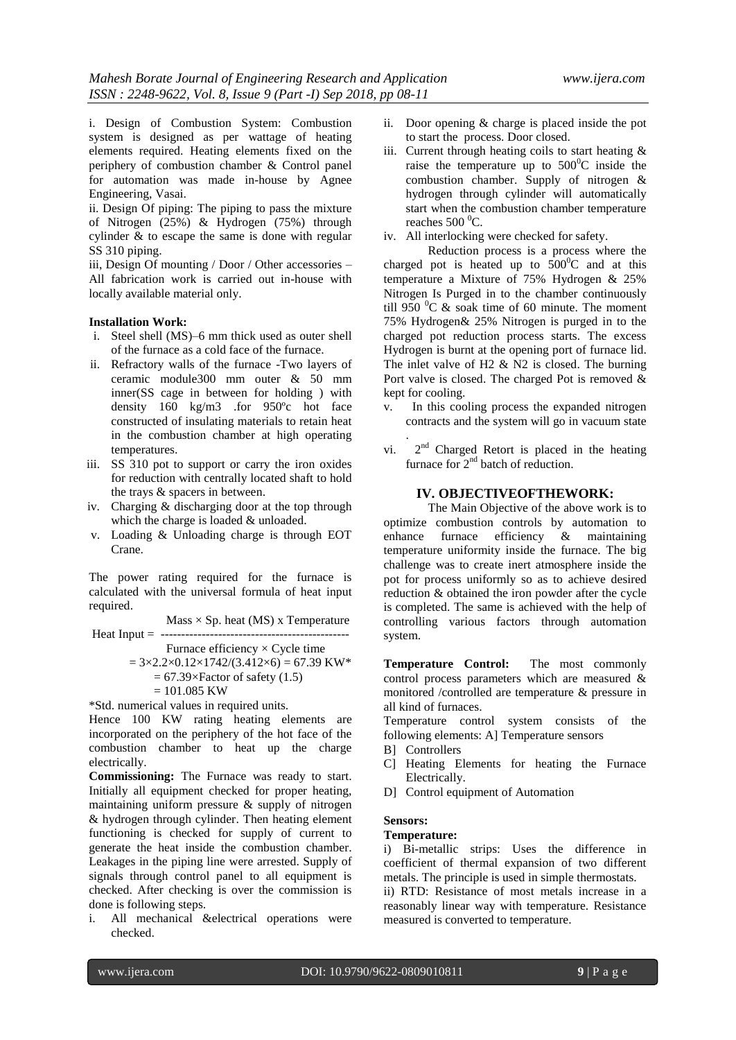i. Design of Combustion System: Combustion system is designed as per wattage of heating elements required. Heating elements fixed on the periphery of combustion chamber & Control panel for automation was made in-house by Agnee Engineering, Vasai.

ii. Design Of piping: The piping to pass the mixture of Nitrogen (25%) & Hydrogen (75%) through cylinder & to escape the same is done with regular SS 310 piping.

iii, Design Of mounting / Door / Other accessories – All fabrication work is carried out in-house with locally available material only.

**Installation Work:**

i. Steel shell (MS)–6 mm thick used as outer shell of the furnace as a cold face of the furnace.
ii. Refractory walls of the furnace -Two layers of ceramic module300 mm outer & 50 mm inner(SS cage in between for holding ) with density 160 kg/m3 .for 950ºc hot face constructed of insulating materials to retain heat in the combustion chamber at high operating temperatures.
iii. SS 310 pot to support or carry the iron oxides for reduction with centrally located shaft to hold the trays & spacers in between.
iv. Charging & discharging door at the top through which the charge is loaded & unloaded.
v. Loading & Unloading charge is through EOT Crane.

The power rating required for the furnace is calculated with the universal formula of heat input required.

$$\text{Heat Input} = \frac{\text{Mass} \times \text{Sp. heat (MS)} \times \text{Temperature}}{\text{Furnace efficiency} \times \text{Cycle time}}$$

$$= 3\times2.2\times0.12\times1742/(3.412\times6) = 67.39 \text{ KW*}$$

$$= 67.39\times\text{Factor of safety (1.5)}$$

$$= 101.085 \text{ KW}$$

*Std. numerical values in required units.

Hence 100 KW rating heating elements are incorporated on the periphery of the hot face of the combustion chamber to heat up the charge electrically.

**Commissioning:** The Furnace was ready to start. Initially all equipment checked for proper heating, maintaining uniform pressure & supply of nitrogen & hydrogen through cylinder. Then heating element functioning is checked for supply of current to generate the heat inside the combustion chamber. Leakages in the piping line were arrested. Supply of signals through control panel to all equipment is checked. After checking is over the commission is done is following steps.

i. All mechanical &electrical operations were checked.
ii. Door opening & charge is placed inside the pot to start the process. Door closed.
iii. Current through heating coils to start heating & raise the temperature up to $500^0$C inside the combustion chamber. Supply of nitrogen & hydrogen through cylinder will automatically start when the combustion chamber temperature reaches 500 $^0$C.
iv. All interlocking were checked for safety.

Reduction process is a process where the charged pot is heated up to $500^0$C and at this temperature a Mixture of 75% Hydrogen & 25% Nitrogen Is Purged in to the chamber continuously till 950 $^0$C & soak time of 60 minute. The moment 75% Hydrogen& 25% Nitrogen is purged in to the charged pot reduction process starts. The excess Hydrogen is burnt at the opening port of furnace lid. The inlet valve of H2 & N2 is closed. The burning Port valve is closed. The charged Pot is removed & kept for cooling.

v. In this cooling process the expanded nitrogen contracts and the system will go in vacuum state .
vi. 2nd Charged Retort is placed in the heating furnace for 2nd batch of reduction.

## IV. OBJECTIVEOFTHEWORK:

The Main Objective of the above work is to optimize combustion controls by automation to enhance furnace efficiency & maintaining temperature uniformity inside the furnace. The big challenge was to create inert atmosphere inside the pot for process uniformly so as to achieve desired reduction & obtained the iron powder after the cycle is completed. The same is achieved with the help of controlling various factors through automation system.

**Temperature Control:** The most commonly control process parameters which are measured & monitored /controlled are temperature & pressure in all kind of furnaces.

Temperature control system consists of the following elements: A] Temperature sensors

B] Controllers

C] Heating Elements for heating the Furnace Electrically.

D] Control equipment of Automation

**Sensors:**

**Temperature:**

i) Bi-metallic strips: Uses the difference in coefficient of thermal expansion of two different metals. The principle is used in simple thermostats.

ii) RTD: Resistance of most metals increase in a reasonably linear way with temperature. Resistance measured is converted to temperature.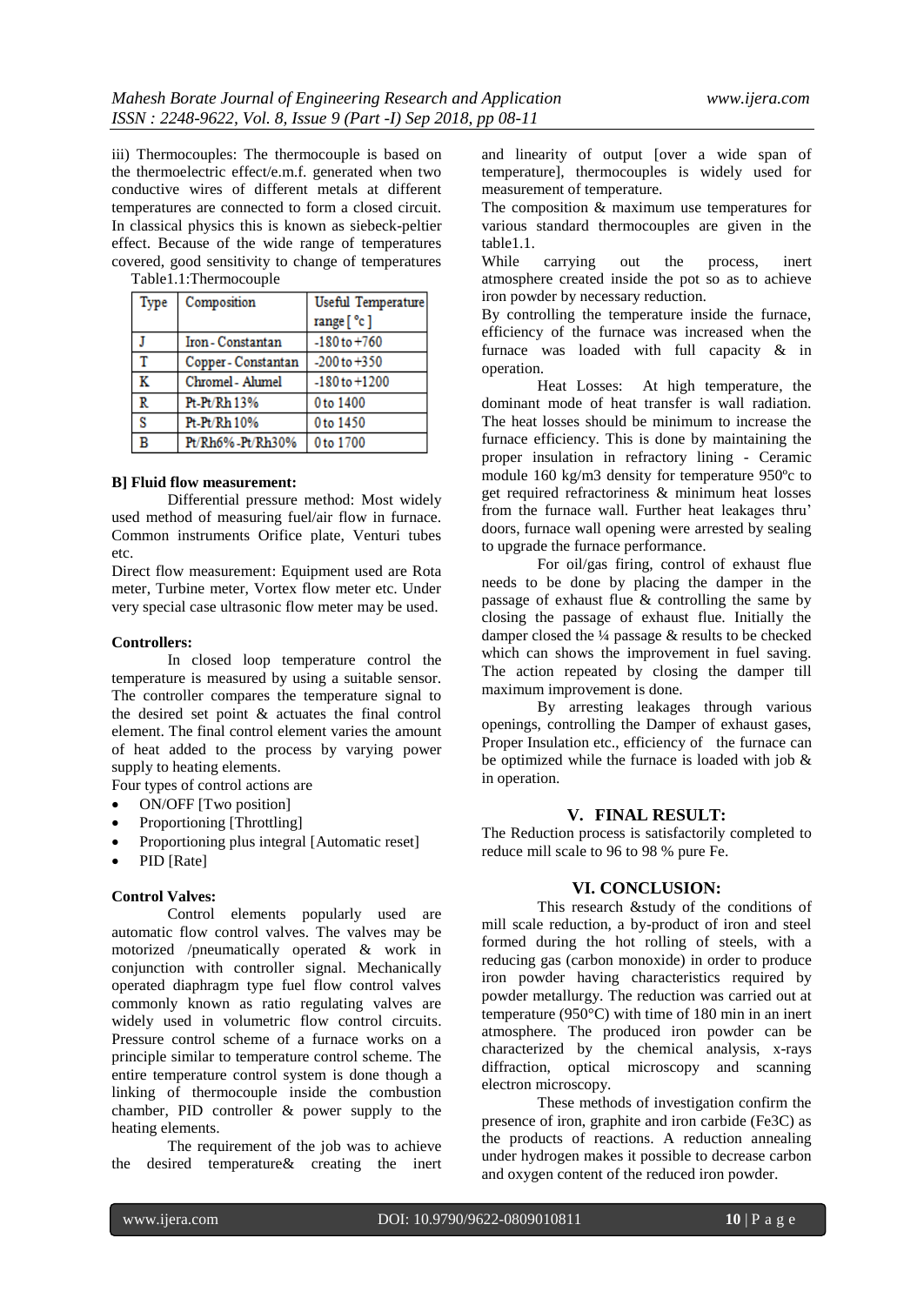iii) Thermocouples: The thermocouple is based on the thermoelectric effect/e.m.f. generated when two conductive wires of different metals at different temperatures are connected to form a closed circuit. In classical physics this is known as siebeck-peltier effect. Because of the wide range of temperatures covered, good sensitivity to change of temperatures and linearity of output [over a wide span of temperature], thermocouples is widely used for measurement of temperature.

Table1.1:Thermocouple

| Type | Composition | Useful Temperature range [ °c ] |
|---|---|---|
| J | Iron - Constantan | -180 to +760 |
| T | Copper - Constantan | -200 to +350 |
| K | Chromel - Alumel | -180 to +1200 |
| R | Pt-Pt/Rh 13% | 0 to 1400 |
| S | Pt-Pt/Rh 10% | 0 to 1450 |
| B | Pt/Rh6% -Pt/Rh30% | 0 to 1700 |

**B] Fluid flow measurement:**

Differential pressure method: Most widely used method of measuring fuel/air flow in furnace. Common instruments Orifice plate, Venturi tubes etc.

Direct flow measurement: Equipment used are Rota meter, Turbine meter, Vortex flow meter etc. Under very special case ultrasonic flow meter may be used.

**Controllers:**

In closed loop temperature control the temperature is measured by using a suitable sensor. The controller compares the temperature signal to the desired set point & actuates the final control element. The final control element varies the amount of heat added to the process by varying power supply to heating elements.

Four types of control actions are

- ON/OFF [Two position]
- Proportioning [Throttling]
- Proportioning plus integral [Automatic reset]
- PID [Rate]

**Control Valves:**

Control elements popularly used are automatic flow control valves. The valves may be motorized /pneumatically operated & work in conjunction with controller signal. Mechanically operated diaphragm type fuel flow control valves commonly known as ratio regulating valves are widely used in volumetric flow control circuits. Pressure control scheme of a furnace works on a principle similar to temperature control scheme. The entire temperature control system is done though a linking of thermocouple inside the combustion chamber, PID controller & power supply to the heating elements.

The requirement of the job was to achieve the desired temperature& creating the inert atmosphere.

The composition & maximum use temperatures for various standard thermocouples are given in the table1.1.

While carrying out the process, inert atmosphere created inside the pot so as to achieve iron powder by necessary reduction.

By controlling the temperature inside the furnace, efficiency of the furnace was increased when the furnace was loaded with full capacity & in operation.

Heat Losses: At high temperature, the dominant mode of heat transfer is wall radiation. The heat losses should be minimum to increase the furnace efficiency. This is done by maintaining the proper insulation in refractory lining - Ceramic module 160 kg/m3 density for temperature 950ºc to get required refractoriness & minimum heat losses from the furnace wall. Further heat leakages thru' doors, furnace wall opening were arrested by sealing to upgrade the furnace performance.

For oil/gas firing, control of exhaust flue needs to be done by placing the damper in the passage of exhaust flue & controlling the same by closing the passage of exhaust flue. Initially the damper closed the ¼ passage & results to be checked which can shows the improvement in fuel saving. The action repeated by closing the damper till maximum improvement is done.

By arresting leakages through various openings, controlling the Damper of exhaust gases, Proper Insulation etc., efficiency of the furnace can be optimized while the furnace is loaded with job & in operation.

## V. FINAL RESULT:

The Reduction process is satisfactorily completed to reduce mill scale to 96 to 98 % pure Fe.

## VI. CONCLUSION:

This research &study of the conditions of mill scale reduction, a by-product of iron and steel formed during the hot rolling of steels, with a reducing gas (carbon monoxide) in order to produce iron powder having characteristics required by powder metallurgy. The reduction was carried out at temperature (950°C) with time of 180 min in an inert atmosphere. The produced iron powder can be characterized by the chemical analysis, x-rays diffraction, optical microscopy and scanning electron microscopy.

These methods of investigation confirm the presence of iron, graphite and iron carbide ($Fe_3C$) as the products of reactions. A reduction annealing under hydrogen makes it possible to decrease carbon and oxygen content of the reduced iron powder.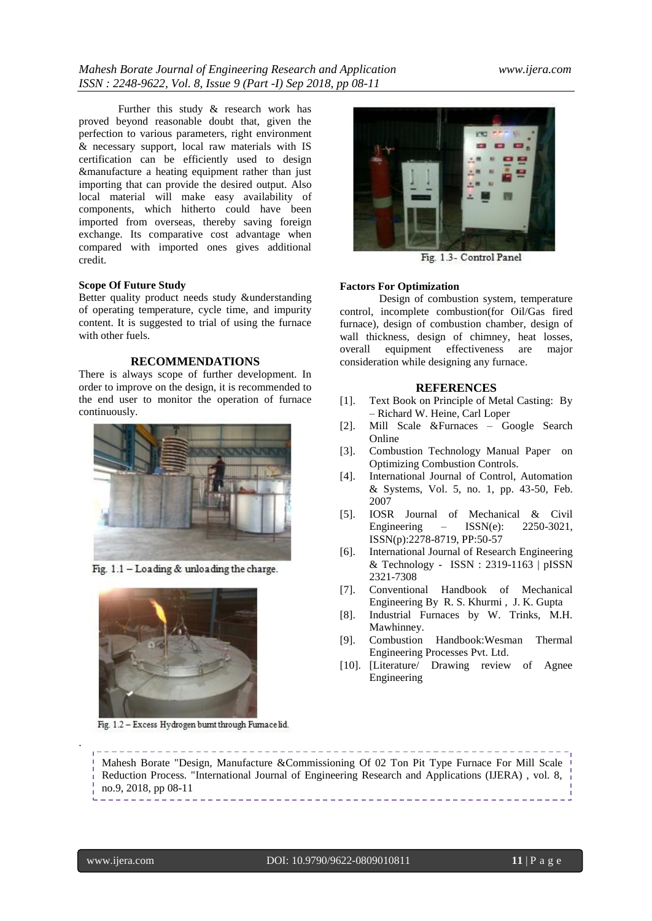Further this study & research work has proved beyond reasonable doubt that, given the perfection to various parameters, right environment & necessary support, local raw materials with IS certification can be efficiently used to design &manufacture a heating equipment rather than just importing that can provide the desired output. Also local material will make easy availability of components, which hitherto could have been imported from overseas, thereby saving foreign exchange. Its comparative cost advantage when compared with imported ones gives additional credit.

**Scope Of Future Study**

Better quality product needs study &understanding of operating temperature, cycle time, and impurity content. It is suggested to trial of using the furnace with other fuels.

## RECOMMENDATIONS

There is always scope of further development. In order to improve on the design, it is recommended to the end user to monitor the operation of furnace continuously.

Fig. 1.1 – Loading & unloading the charge.

Fig. 1.2 – Excess Hydrogen burnt through Furnace lid.

Fig. 1.3- Control Panel

**Factors For Optimization**

Design of combustion system, temperature control, incomplete combustion(for Oil/Gas fired furnace), design of combustion chamber, design of wall thickness, design of chimney, heat losses, overall equipment effectiveness are major consideration while designing any furnace.

## REFERENCES

[1]. Text Book on Principle of Metal Casting: By – Richard W. Heine, Carl Loper

[2]. Mill Scale &Furnaces – Google Search Online

[3]. Combustion Technology Manual Paper on Optimizing Combustion Controls.

[4]. International Journal of Control, Automation & Systems, Vol. 5, no. 1, pp. 43-50, Feb. 2007

[5]. IOSR Journal of Mechanical & Civil Engineering – ISSN(e): 2250-3021, ISSN(p):2278-8719, PP:50-57

[6]. International Journal of Research Engineering & Technology - ISSN : 2319-1163 | pISSN 2321-7308

[7]. Conventional Handbook of Mechanical Engineering By R. S. Khurmi , J. K. Gupta

[8]. Industrial Furnaces by W. Trinks, M.H. Mawhinney.

[9]. Combustion Handbook:Wesman Thermal Engineering Processes Pvt. Ltd.

[10]. [Literature/ Drawing review of Agnee Engineering

Mahesh Borate "Design, Manufacture &Commissioning Of 02 Ton Pit Type Furnace For Mill Scale Reduction Process. "International Journal of Engineering Research and Applications (IJERA) , vol. 8, no.9, 2018, pp 08-11